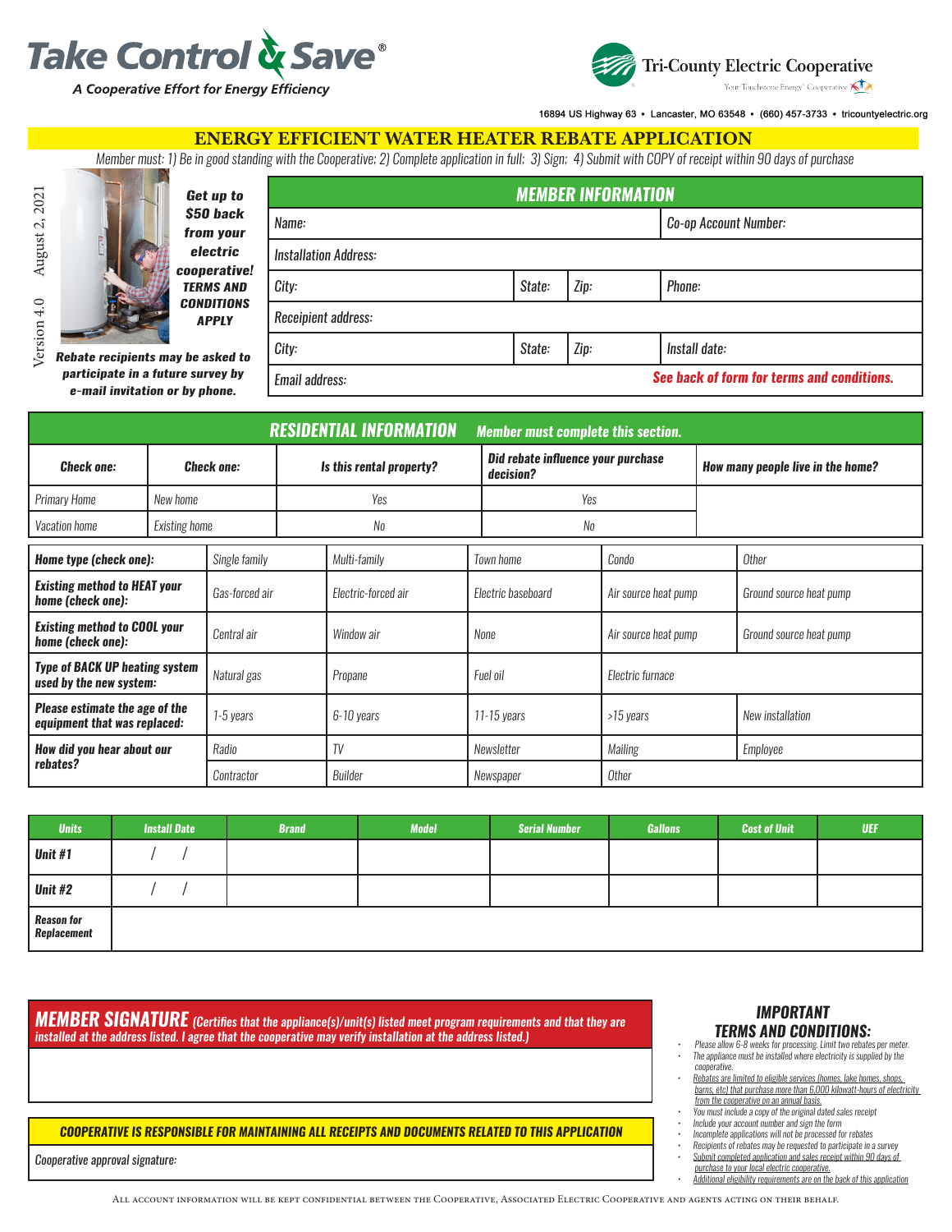# Take Control & Save®

*A Cooperative Effort for Energy Efficiency*

**Tri-County Electric Cooperative**

Your Touchstone Energy® Cooperative

16894 US Highway 63 • Lancaster, MO 63548 • (660) 457-3733 • tricountyelectric.org

Version 4.0 August 2, 2021

## ENERGY EFFICIENT WATER HEATER REBATE APPLICATION

*Member must: 1) Be in good standing with the Cooperative; 2) Complete application in full; 3) Sign; 4) Submit with COPY of receipt within 90 days of purchase*

***Get up to $50 back from your electric cooperative! TERMS AND CONDITIONS APPLY***

***Rebate recipients may be asked to participate in a future survey by e-mail invitation or by phone.***

### MEMBER INFORMATION

| | | | |
|---|---|---|---|
| Name: | | | Co-op Account Number: |
| Installation Address: | | | |
| City: | State: | Zip: | Phone: |
| Receipient address: | | | |
| City: | State: | Zip: | Install date: |
| Email address: | | | **See back of form for terms and conditions.** |

### RESIDENTIAL INFORMATION — Member must complete this section.

| Check one: | Check one: | Is this rental property? | Did rebate influence your purchase decision? | How many people live in the home? |
|---|---|---|---|---|
| Primary Home | New home | Yes | Yes | |
| Vacation home | Existing home | No | No | |

| | | | | | |
|---|---|---|---|---|---|
| **Home type (check one):** | Single family | Multi-family | Town home | Condo | Other |
| **Existing method to HEAT your home (check one):** | Gas-forced air | Electric-forced air | Electric baseboard | Air source heat pump | Ground source heat pump |
| **Existing method to COOL your home (check one):** | Central air | Window air | None | Air source heat pump | Ground source heat pump |
| **Type of BACK UP heating system used by the new system:** | Natural gas | Propane | Fuel oil | Electric furnace | |
| **Please estimate the age of the equipment that was replaced:** | 1-5 years | 6-10 years | 11-15 years | >15 years | New installation |
| **How did you hear about our rebates?** | Radio | TV | Newsletter | Mailing | Employee |
| | Contractor | Builder | Newspaper | Other | |

| Units | Install Date | Brand | Model | Serial Number | Gallons | Cost of Unit | UEF |
|---|---|---|---|---|---|---|---|
| **Unit #1** | / / | | | | | | |
| **Unit #2** | / / | | | | | | |
| **Reason for Replacement** | | | | | | | |

### MEMBER SIGNATURE *(Certifies that the appliance(s)/unit(s) listed meet program requirements and that they are installed at the address listed. I agree that the cooperative may verify installation at the address listed.)*

**COOPERATIVE IS RESPONSIBLE FOR MAINTAINING ALL RECEIPTS AND DOCUMENTS RELATED TO THIS APPLICATION**

Cooperative approval signature:

### IMPORTANT TERMS AND CONDITIONS:

- Please allow 6-8 weeks for processing. Limit two rebates per meter.
- The appliance must be installed where electricity is supplied by the cooperative.
- Rebates are limited to eligible services (homes, lake homes, shops, barns, etc) that purchase more than 6,000 kilowatt-hours of electricity from the cooperative on an annual basis.
- You must include a copy of the original dated sales receipt
- Include your account number and sign the form
- Incomplete applications will not be processed for rebates
- Recipients of rebates may be requested to participate in a survey
- Submit completed application and sales receipt within 90 days of purchase to your local electric cooperative.
- Additional eligibility requirements are on the back of this application

All account information will be kept confidential between the Cooperative, Associated Electric Cooperative and agents acting on their behalf.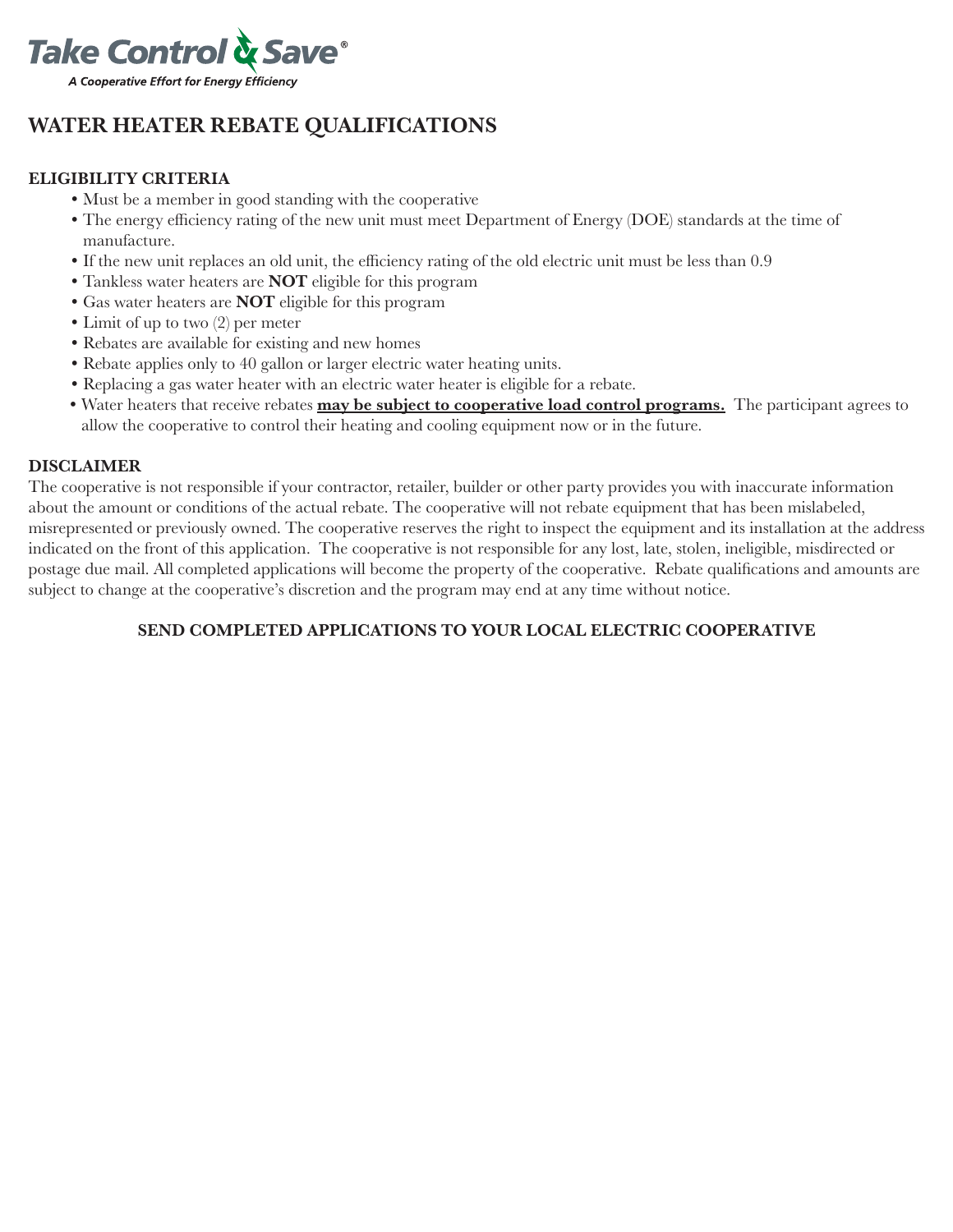**Take Control & Save®**

*A Cooperative Effort for Energy Efficiency*

# WATER HEATER REBATE QUALIFICATIONS

## ELIGIBILITY CRITERIA

- Must be a member in good standing with the cooperative
- The energy efficiency rating of the new unit must meet Department of Energy (DOE) standards at the time of manufacture.
- If the new unit replaces an old unit, the efficiency rating of the old electric unit must be less than 0.9
- Tankless water heaters are **NOT** eligible for this program
- Gas water heaters are **NOT** eligible for this program
- Limit of up to two (2) per meter
- Rebates are available for existing and new homes
- Rebate applies only to 40 gallon or larger electric water heating units.
- Replacing a gas water heater with an electric water heater is eligible for a rebate.
- Water heaters that receive rebates **may be subject to cooperative load control programs.** The participant agrees to allow the cooperative to control their heating and cooling equipment now or in the future.

## DISCLAIMER

The cooperative is not responsible if your contractor, retailer, builder or other party provides you with inaccurate information about the amount or conditions of the actual rebate. The cooperative will not rebate equipment that has been mislabeled, misrepresented or previously owned. The cooperative reserves the right to inspect the equipment and its installation at the address indicated on the front of this application. The cooperative is not responsible for any lost, late, stolen, ineligible, misdirected or postage due mail. All completed applications will become the property of the cooperative. Rebate qualifications and amounts are subject to change at the cooperative's discretion and the program may end at any time without notice.

**SEND COMPLETED APPLICATIONS TO YOUR LOCAL ELECTRIC COOPERATIVE**